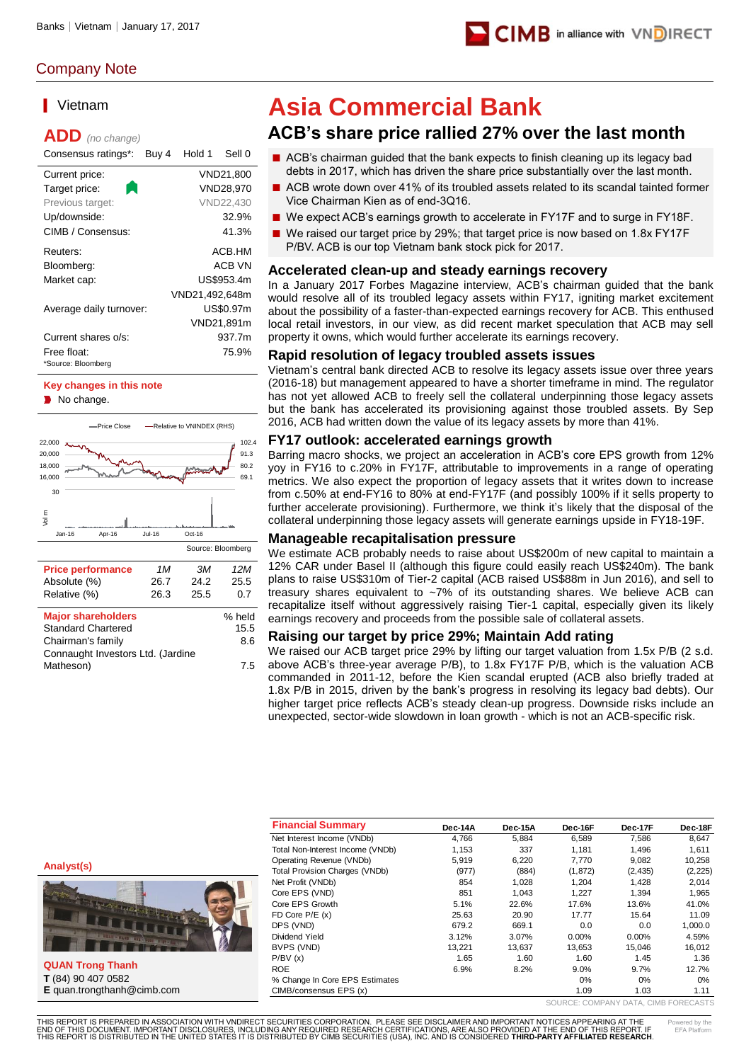Banks | Vietnam | January 17, 2017

## Company Note

### Vietnam

**ADD** *(no change)*

| Consensus ratings*: | Buy 4 | Hold 1 | Sell 0 |
|---|---|---|---|

| | |
|---|---|
| Current price: | VND21,800 |
| Target price: | VND28,970 |
| Previous target: | VND22,430 |
| Up/downside: | 32.9% |
| CIMB / Consensus: | 41.3% |
| Reuters: | ACB.HM |
| Bloomberg: | ACB VN |
| Market cap: | US$953.4m |
| | VND21,492,648m |
| Average daily turnover: | US$0.97m |
| | VND21,891m |
| Current shares o/s: | 937.7m |
| Free float: | 75.9% |

*Source: Bloomberg

**Key changes in this note**

- No change.

Source: Bloomberg

| Price performance | 1M | 3M | 12M |
|---|---|---|---|
| Absolute (%) | 26.7 | 24.2 | 25.5 |
| Relative (%) | 26.3 | 25.5 | 0.7 |

| Major shareholders | % held |
|---|---|
| Standard Chartered | 15.5 |
| Chairman's family | 8.6 |
| Connaught Investors Ltd. (Jardine Matheson) | 7.5 |

# Asia Commercial Bank

## ACB's share price rallied 27% over the last month

- ACB's chairman guided that the bank expects to finish cleaning up its legacy bad debts in 2017, which has driven the share price substantially over the last month.
- ACB wrote down over 41% of its troubled assets related to its scandal tainted former Vice Chairman Kien as of end-3Q16.
- We expect ACB's earnings growth to accelerate in FY17F and to surge in FY18F.
- We raised our target price by 29%; that target price is now based on 1.8x FY17F P/BV. ACB is our top Vietnam bank stock pick for 2017.

### Accelerated clean-up and steady earnings recovery

In a January 2017 Forbes Magazine interview, ACB's chairman guided that the bank would resolve all of its troubled legacy assets within FY17, igniting market excitement about the possibility of a faster-than-expected earnings recovery for ACB. This enthused local retail investors, in our view, as did recent market speculation that ACB may sell property it owns, which would further accelerate its earnings recovery.

### Rapid resolution of legacy troubled assets issues

Vietnam's central bank directed ACB to resolve its legacy assets issue over three years (2016-18) but management appeared to have a shorter timeframe in mind. The regulator has not yet allowed ACB to freely sell the collateral underpinning those legacy assets but the bank has accelerated its provisioning against those troubled assets. By Sep 2016, ACB had written down the value of its legacy assets by more than 41%.

### FY17 outlook: accelerated earnings growth

Barring macro shocks, we project an acceleration in ACB's core EPS growth from 12% yoy in FY16 to c.20% in FY17F, attributable to improvements in a range of operating metrics. We also expect the proportion of legacy assets that it writes down to increase from c.50% at end-FY16 to 80% at end-FY17F (and possibly 100% if it sells property to further accelerate provisioning). Furthermore, we think it's likely that the disposal of the collateral underpinning those legacy assets will generate earnings upside in FY18-19F.

### Manageable recapitalisation pressure

We estimate ACB probably needs to raise about US$200m of new capital to maintain a 12% CAR under Basel II (although this figure could easily reach US$240m). The bank plans to raise US$310m of Tier-2 capital (ACB raised US$88m in Jun 2016), and sell to treasury shares equivalent to ~7% of its outstanding shares. We believe ACB can recapitalize itself without aggressively raising Tier-1 capital, especially given its likely earnings recovery and proceeds from the possible sale of collateral assets.

### Raising our target by price 29%; Maintain Add rating

We raised our ACB target price 29% by lifting our target valuation from 1.5x P/B (2 s.d. above ACB's three-year average P/B), to 1.8x FY17F P/B, which is the valuation ACB commanded in 2011-12, before the Kien scandal erupted (ACB also briefly traded at 1.8x P/B in 2015, driven by the bank's progress in resolving its legacy bad debts). Our higher target price reflects ACB's steady clean-up progress. Downside risks include an unexpected, sector-wide slowdown in loan growth - which is not an ACB-specific risk.

**Analyst(s)**

**QUAN Trong Thanh**
**T** (84) 90 407 0582
**E** quan.trongthanh@cimb.com

| Financial Summary | Dec-14A | Dec-15A | Dec-16F | Dec-17F | Dec-18F |
|---|---|---|---|---|---|
| Net Interest Income (VNDb) | 4,766 | 5,884 | 6,589 | 7,586 | 8,647 |
| Total Non-Interest Income (VNDb) | 1,153 | 337 | 1,181 | 1,496 | 1,611 |
| Operating Revenue (VNDb) | 5,919 | 6,220 | 7,770 | 9,082 | 10,258 |
| Total Provision Charges (VNDb) | (977) | (884) | (1,872) | (2,435) | (2,225) |
| Net Profit (VNDb) | 854 | 1,028 | 1,204 | 1,428 | 2,014 |
| Core EPS (VND) | 851 | 1,043 | 1,227 | 1,394 | 1,965 |
| Core EPS Growth | 5.1% | 22.6% | 17.6% | 13.6% | 41.0% |
| FD Core P/E (x) | 25.63 | 20.90 | 17.77 | 15.64 | 11.09 |
| DPS (VND) | 679.2 | 669.1 | 0.0 | 0.0 | 1,000.0 |
| Dividend Yield | 3.12% | 3.07% | 0.00% | 0.00% | 4.59% |
| BVPS (VND) | 13,221 | 13,637 | 13,653 | 15,046 | 16,012 |
| P/BV (x) | 1.65 | 1.60 | 1.60 | 1.45 | 1.36 |
| ROE | 6.9% | 8.2% | 9.0% | 9.7% | 12.7% |
| % Change In Core EPS Estimates | | | 0% | 0% | 0% |
| CIMB/consensus EPS (x) | | | 1.09 | 1.03 | 1.11 |

SOURCE: COMPANY DATA, CIMB FORECASTS

THIS REPORT IS PREPARED IN ASSOCIATION WITH VNDIRECT SECURITIES CORPORATION. PLEASE SEE DISCLAIMER AND IMPORTANT NOTICES APPEARING AT THE END OF THIS DOCUMENT. IMPORTANT DISCLOSURES, INCLUDING ANY REQUIRED RESEARCH CERTIFICATIONS, ARE ALSO PROVIDED AT THE END OF THIS REPORT. IF THIS REPORT IS DISTRIBUTED IN THE UNITED STATES IT IS DISTRIBUTED BY CIMB SECURITIES (USA), INC. AND IS CONSIDERED **THIRD-PARTY AFFILIATED RESEARCH**.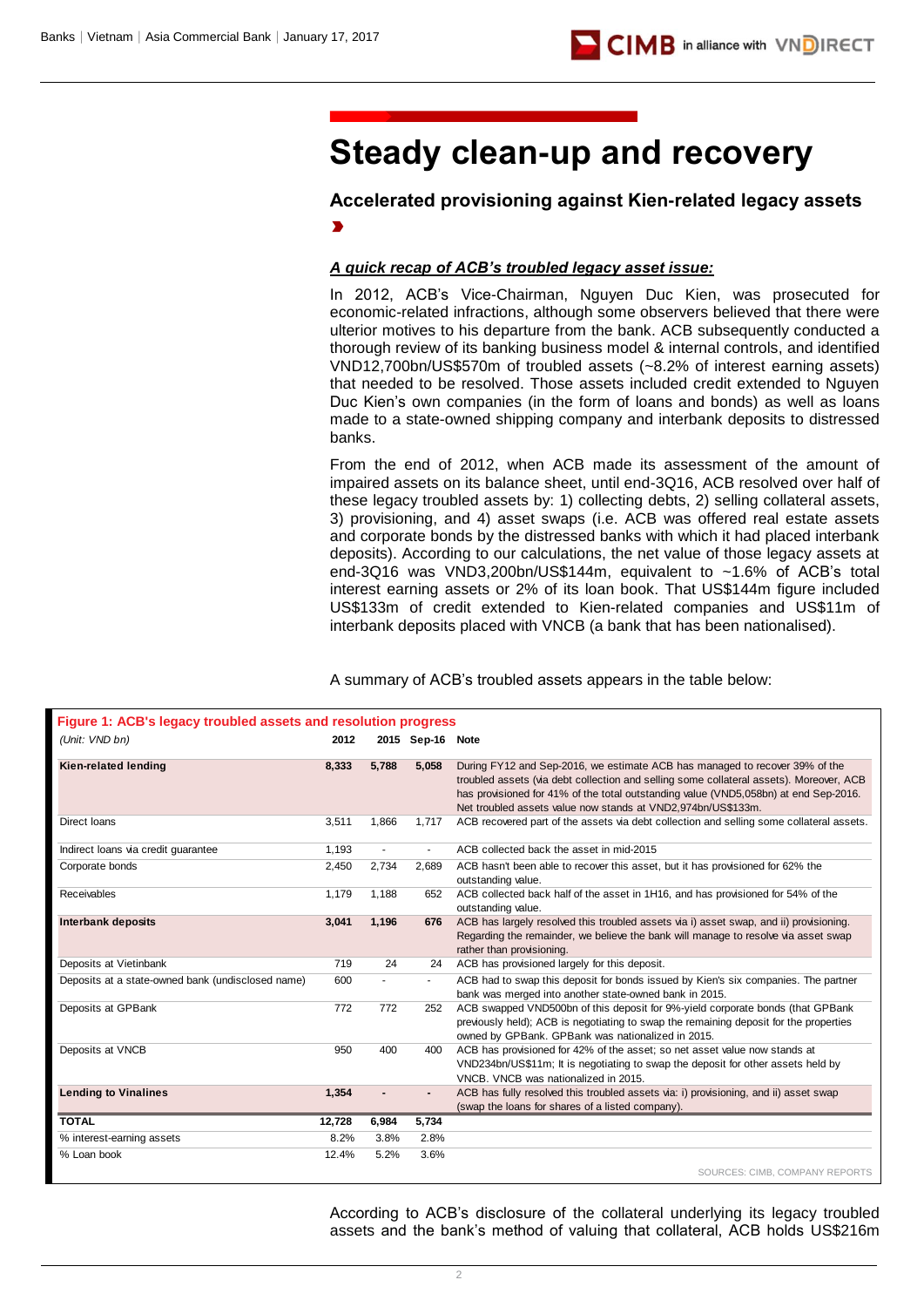# Steady clean-up and recovery

## Accelerated provisioning against Kien-related legacy assets

### A quick recap of ACB's troubled legacy asset issue:

In 2012, ACB's Vice-Chairman, Nguyen Duc Kien, was prosecuted for economic-related infractions, although some observers believed that there were ulterior motives to his departure from the bank. ACB subsequently conducted a thorough review of its banking business model & internal controls, and identified VND12,700bn/US$570m of troubled assets (~8.2% of interest earning assets) that needed to be resolved. Those assets included credit extended to Nguyen Duc Kien's own companies (in the form of loans and bonds) as well as loans made to a state-owned shipping company and interbank deposits to distressed banks.

From the end of 2012, when ACB made its assessment of the amount of impaired assets on its balance sheet, until end-3Q16, ACB resolved over half of these legacy troubled assets by: 1) collecting debts, 2) selling collateral assets, 3) provisioning, and 4) asset swaps (i.e. ACB was offered real estate assets and corporate bonds by the distressed banks with which it had placed interbank deposits). According to our calculations, the net value of those legacy assets at end-3Q16 was VND3,200bn/US$144m, equivalent to ~1.6% of ACB's total interest earning assets or 2% of its loan book. That US$144m figure included US$133m of credit extended to Kien-related companies and US$11m of interbank deposits placed with VNCB (a bank that has been nationalised).

A summary of ACB's troubled assets appears in the table below:

**Figure 1: ACB's legacy troubled assets and resolution progress**

| (Unit: VND bn) | 2012 | 2015 | Sep-16 | Note |
|---|---|---|---|---|
| **Kien-related lending** | **8,333** | **5,788** | **5,058** | During FY12 and Sep-2016, we estimate ACB has managed to recover 39% of the troubled assets (via debt collection and selling some collateral assets). Moreover, ACB has provisioned for 41% of the total outstanding value (VND5,058bn) at end Sep-2016. Net troubled assets value now stands at VND2,974bn/US$133m. |
| Direct loans | 3,511 | 1,866 | 1,717 | ACB recovered part of the assets via debt collection and selling some collateral assets. |
| Indirect loans via credit guarantee | 1,193 | - | - | ACB collected back the asset in mid-2015 |
| Corporate bonds | 2,450 | 2,734 | 2,689 | ACB hasn't been able to recover this asset, but it has provisioned for 62% the outstanding value. |
| Receivables | 1,179 | 1,188 | 652 | ACB collected back half of the asset in 1H16, and has provisioned for 54% of the outstanding value. |
| **Interbank deposits** | **3,041** | **1,196** | **676** | ACB has largely resolved this troubled assets via i) asset swap, and ii) provisioning. Regarding the remainder, we believe the bank will manage to resolve via asset swap rather than provisioning. |
| Deposits at Vietinbank | 719 | 24 | 24 | ACB has provisioned largely for this deposit. |
| Deposits at a state-owned bank (undisclosed name) | 600 | - | - | ACB had to swap this deposit for bonds issued by Kien's six companies. The partner bank was merged into another state-owned bank in 2015. |
| Deposits at GPBank | 772 | 772 | 252 | ACB swapped VND500bn of this deposit for 9%-yield corporate bonds (that GPBank previously held); ACB is negotiating to swap the remaining deposit for the properties owned by GPBank. GPBank was nationalized in 2015. |
| Deposits at VNCB | 950 | 400 | 400 | ACB has provisioned for 42% of the asset; so net asset value now stands at VND234bn/US$11m; It is negotiating to swap the deposit for other assets held by VNCB. VNCB was nationalized in 2015. |
| **Lending to Vinalines** | **1,354** | **-** | **-** | ACB has fully resolved this troubled assets via: i) provisioning, and ii) asset swap (swap the loans for shares of a listed company). |
| **TOTAL** | **12,728** | **6,984** | **5,734** | |
| % interest-earning assets | 8.2% | 3.8% | 2.8% | |
| % Loan book | 12.4% | 5.2% | 3.6% | |

SOURCES: CIMB, COMPANY REPORTS

According to ACB's disclosure of the collateral underlying its legacy troubled assets and the bank's method of valuing that collateral, ACB holds US$216m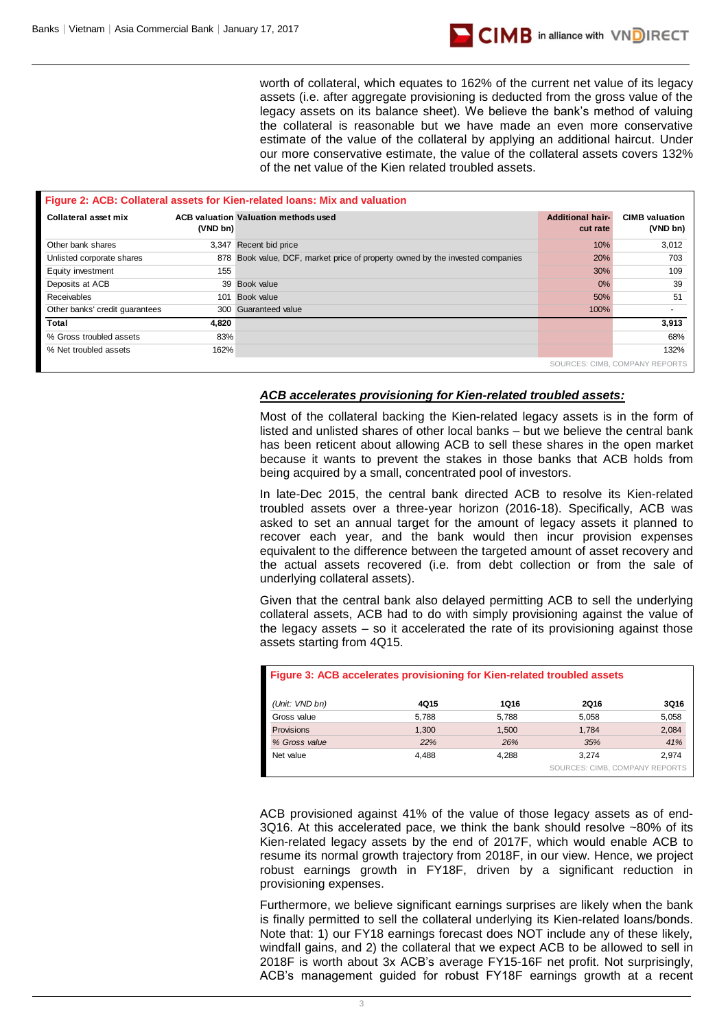worth of collateral, which equates to 162% of the current net value of its legacy assets (i.e. after aggregate provisioning is deducted from the gross value of the legacy assets on its balance sheet). We believe the bank's method of valuing the collateral is reasonable but we have made an even more conservative estimate of the value of the collateral by applying an additional haircut. Under our more conservative estimate, the value of the collateral assets covers 132% of the net value of the Kien related troubled assets.

**Figure 2: ACB: Collateral assets for Kien-related loans: Mix and valuation**

| Collateral asset mix | ACB valuation (VND bn) | Valuation methods used | Additional hair-cut rate | CIMB valuation (VND bn) |
|---|---|---|---|---|
| Other bank shares | 3,347 | Recent bid price | 10% | 3,012 |
| Unlisted corporate shares | 878 | Book value, DCF, market price of property owned by the invested companies | 20% | 703 |
| Equity investment | 155 | | 30% | 109 |
| Deposits at ACB | 39 | Book value | 0% | 39 |
| Receivables | 101 | Book value | 50% | 51 |
| Other banks' credit guarantees | 300 | Guaranteed value | 100% | - |
| **Total** | **4,820** | | | **3,913** |
| % Gross troubled assets | 83% | | | 68% |
| % Net troubled assets | 162% | | | 132% |

SOURCES: CIMB, COMPANY REPORTS

### *ACB accelerates provisioning for Kien-related troubled assets:*

Most of the collateral backing the Kien-related legacy assets is in the form of listed and unlisted shares of other local banks – but we believe the central bank has been reticent about allowing ACB to sell these shares in the open market because it wants to prevent the stakes in those banks that ACB holds from being acquired by a small, concentrated pool of investors.

In late-Dec 2015, the central bank directed ACB to resolve its Kien-related troubled assets over a three-year horizon (2016-18). Specifically, ACB was asked to set an annual target for the amount of legacy assets it planned to recover each year, and the bank would then incur provision expenses equivalent to the difference between the targeted amount of asset recovery and the actual assets recovered (i.e. from debt collection or from the sale of underlying collateral assets).

Given that the central bank also delayed permitting ACB to sell the underlying collateral assets, ACB had to do with simply provisioning against the value of the legacy assets – so it accelerated the rate of its provisioning against those assets starting from 4Q15.

**Figure 3: ACB accelerates provisioning for Kien-related troubled assets**

| *(Unit: VND bn)* | 4Q15 | 1Q16 | 2Q16 | 3Q16 |
|---|---|---|---|---|
| Gross value | 5,788 | 5,788 | 5,058 | 5,058 |
| Provisions | 1,300 | 1,500 | 1,784 | 2,084 |
| *% Gross value* | *22%* | *26%* | *35%* | *41%* |
| Net value | 4,488 | 4,288 | 3,274 | 2,974 |

SOURCES: CIMB, COMPANY REPORTS

ACB provisioned against 41% of the value of those legacy assets as of end-3Q16. At this accelerated pace, we think the bank should resolve ~80% of its Kien-related legacy assets by the end of 2017F, which would enable ACB to resume its normal growth trajectory from 2018F, in our view. Hence, we project robust earnings growth in FY18F, driven by a significant reduction in provisioning expenses.

Furthermore, we believe significant earnings surprises are likely when the bank is finally permitted to sell the collateral underlying its Kien-related loans/bonds. Note that: 1) our FY18 earnings forecast does NOT include any of these likely, windfall gains, and 2) the collateral that we expect ACB to be allowed to sell in 2018F is worth about 3x ACB's average FY15-16F net profit. Not surprisingly, ACB's management guided for robust FY18F earnings growth at a recent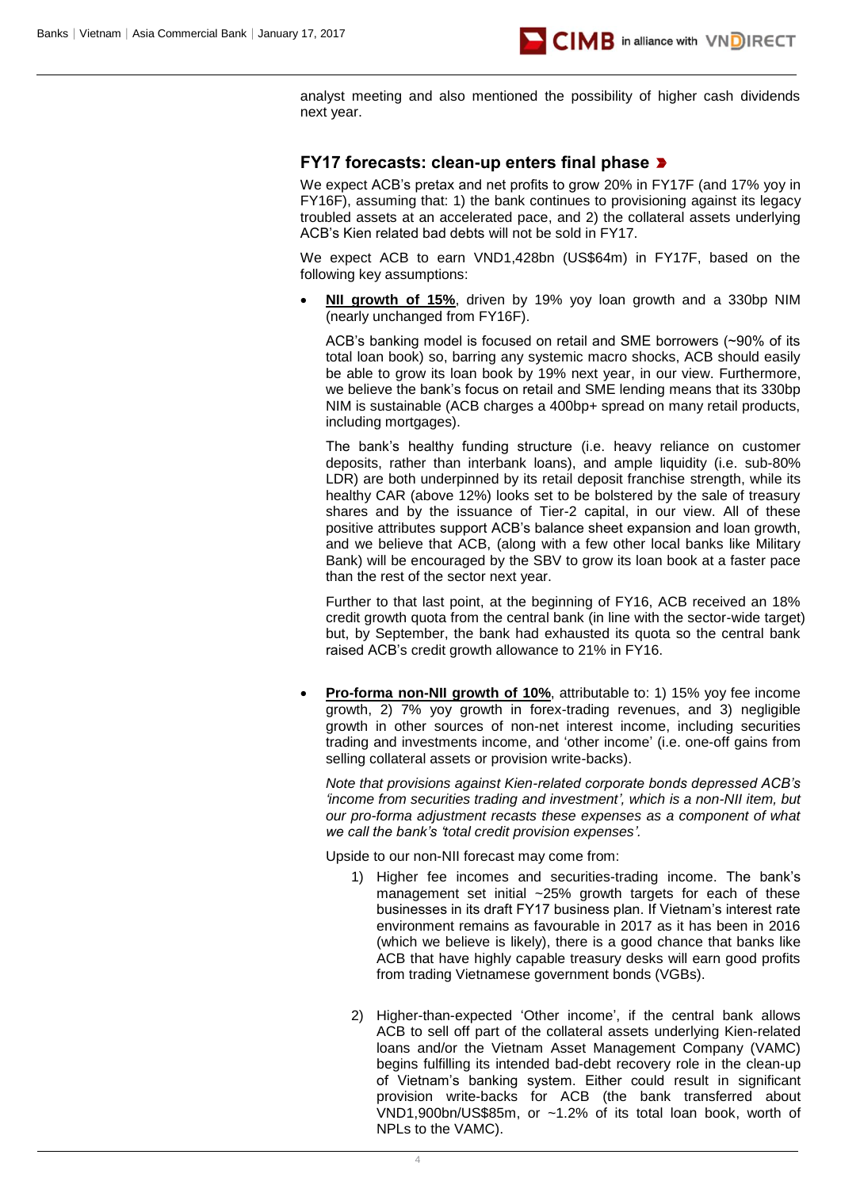analyst meeting and also mentioned the possibility of higher cash dividends next year.

## FY17 forecasts: clean-up enters final phase

We expect ACB's pretax and net profits to grow 20% in FY17F (and 17% yoy in FY16F), assuming that: 1) the bank continues to provisioning against its legacy troubled assets at an accelerated pace, and 2) the collateral assets underlying ACB's Kien related bad debts will not be sold in FY17.

We expect ACB to earn VND1,428bn (US$64m) in FY17F, based on the following key assumptions:

- **NII growth of 15%**, driven by 19% yoy loan growth and a 330bp NIM (nearly unchanged from FY16F).

  ACB's banking model is focused on retail and SME borrowers (~90% of its total loan book) so, barring any systemic macro shocks, ACB should easily be able to grow its loan book by 19% next year, in our view. Furthermore, we believe the bank's focus on retail and SME lending means that its 330bp NIM is sustainable (ACB charges a 400bp+ spread on many retail products, including mortgages).

  The bank's healthy funding structure (i.e. heavy reliance on customer deposits, rather than interbank loans), and ample liquidity (i.e. sub-80% LDR) are both underpinned by its retail deposit franchise strength, while its healthy CAR (above 12%) looks set to be bolstered by the sale of treasury shares and by the issuance of Tier-2 capital, in our view. All of these positive attributes support ACB's balance sheet expansion and loan growth, and we believe that ACB, (along with a few other local banks like Military Bank) will be encouraged by the SBV to grow its loan book at a faster pace than the rest of the sector next year.

  Further to that last point, at the beginning of FY16, ACB received an 18% credit growth quota from the central bank (in line with the sector-wide target) but, by September, the bank had exhausted its quota so the central bank raised ACB's credit growth allowance to 21% in FY16.

- **Pro-forma non-NII growth of 10%**, attributable to: 1) 15% yoy fee income growth, 2) 7% yoy growth in forex-trading revenues, and 3) negligible growth in other sources of non-net interest income, including securities trading and investments income, and 'other income' (i.e. one-off gains from selling collateral assets or provision write-backs).

  *Note that provisions against Kien-related corporate bonds depressed ACB's 'income from securities trading and investment', which is a non-NII item, but our pro-forma adjustment recasts these expenses as a component of what we call the bank's 'total credit provision expenses'.*

  Upside to our non-NII forecast may come from:

  1) Higher fee incomes and securities-trading income. The bank's management set initial ~25% growth targets for each of these businesses in its draft FY17 business plan. If Vietnam's interest rate environment remains as favourable in 2017 as it has been in 2016 (which we believe is likely), there is a good chance that banks like ACB that have highly capable treasury desks will earn good profits from trading Vietnamese government bonds (VGBs).

  2) Higher-than-expected 'Other income', if the central bank allows ACB to sell off part of the collateral assets underlying Kien-related loans and/or the Vietnam Asset Management Company (VAMC) begins fulfilling its intended bad-debt recovery role in the clean-up of Vietnam's banking system. Either could result in significant provision write-backs for ACB (the bank transferred about VND1,900bn/US$85m, or ~1.2% of its total loan book, worth of NPLs to the VAMC).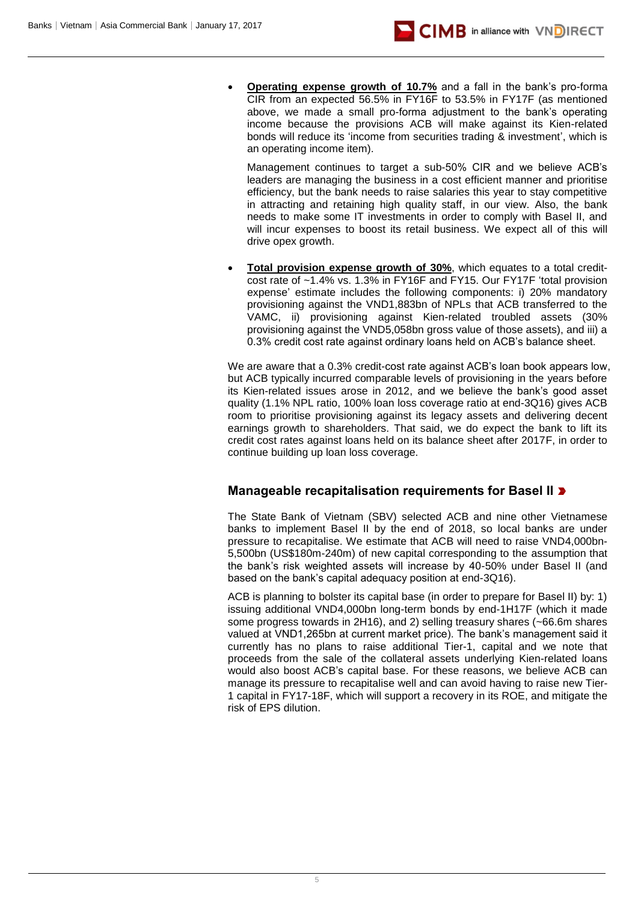- **Operating expense growth of 10.7%** and a fall in the bank's pro-forma CIR from an expected 56.5% in FY16F to 53.5% in FY17F (as mentioned above, we made a small pro-forma adjustment to the bank's operating income because the provisions ACB will make against its Kien-related bonds will reduce its 'income from securities trading & investment', which is an operating income item).

  Management continues to target a sub-50% CIR and we believe ACB's leaders are managing the business in a cost efficient manner and prioritise efficiency, but the bank needs to raise salaries this year to stay competitive in attracting and retaining high quality staff, in our view. Also, the bank needs to make some IT investments in order to comply with Basel II, and will incur expenses to boost its retail business. We expect all of this will drive opex growth.

- **Total provision expense growth of 30%**, which equates to a total credit-cost rate of ~1.4% vs. 1.3% in FY16F and FY15. Our FY17F 'total provision expense' estimate includes the following components: i) 20% mandatory provisioning against the VND1,883bn of NPLs that ACB transferred to the VAMC, ii) provisioning against Kien-related troubled assets (30% provisioning against the VND5,058bn gross value of those assets), and iii) a 0.3% credit cost rate against ordinary loans held on ACB's balance sheet.

We are aware that a 0.3% credit-cost rate against ACB's loan book appears low, but ACB typically incurred comparable levels of provisioning in the years before its Kien-related issues arose in 2012, and we believe the bank's good asset quality (1.1% NPL ratio, 100% loan loss coverage ratio at end-3Q16) gives ACB room to prioritise provisioning against its legacy assets and delivering decent earnings growth to shareholders. That said, we do expect the bank to lift its credit cost rates against loans held on its balance sheet after 2017F, in order to continue building up loan loss coverage.

## Manageable recapitalisation requirements for Basel II

The State Bank of Vietnam (SBV) selected ACB and nine other Vietnamese banks to implement Basel II by the end of 2018, so local banks are under pressure to recapitalise. We estimate that ACB will need to raise VND4,000bn-5,500bn (US$180m-240m) of new capital corresponding to the assumption that the bank's risk weighted assets will increase by 40-50% under Basel II (and based on the bank's capital adequacy position at end-3Q16).

ACB is planning to bolster its capital base (in order to prepare for Basel II) by: 1) issuing additional VND4,000bn long-term bonds by end-1H17F (which it made some progress towards in 2H16), and 2) selling treasury shares (~66.6m shares valued at VND1,265bn at current market price). The bank's management said it currently has no plans to raise additional Tier-1, capital and we note that proceeds from the sale of the collateral assets underlying Kien-related loans would also boost ACB's capital base. For these reasons, we believe ACB can manage its pressure to recapitalise well and can avoid having to raise new Tier-1 capital in FY17-18F, which will support a recovery in its ROE, and mitigate the risk of EPS dilution.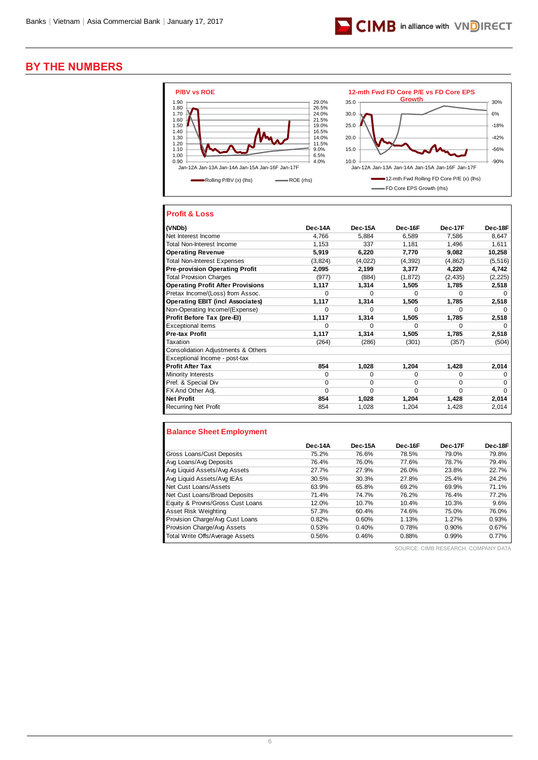# BY THE NUMBERS

**P/BV vs ROE**

Rolling P/BV (x) (lhs) — ROE (rhs)

**12-mth Fwd FD Core P/E vs FD Core EPS Growth**

12-mth Fwd Rolling FD Core P/E (x) (lhs) — FD Core EPS Growth (rhs)

## Profit & Loss

| (VNDb) | Dec-14A | Dec-15A | Dec-16F | Dec-17F | Dec-18F |
|---|---|---|---|---|---|
| Net Interest Income | 4,766 | 5,884 | 6,589 | 7,586 | 8,647 |
| Total Non-Interest Income | 1,153 | 337 | 1,181 | 1,496 | 1,611 |
| **Operating Revenue** | **5,919** | **6,220** | **7,770** | **9,082** | **10,258** |
| Total Non-Interest Expenses | (3,824) | (4,022) | (4,392) | (4,862) | (5,516) |
| **Pre-provision Operating Profit** | **2,095** | **2,199** | **3,377** | **4,220** | **4,742** |
| Total Provision Charges | (977) | (884) | (1,872) | (2,435) | (2,225) |
| **Operating Profit After Provisions** | **1,117** | **1,314** | **1,505** | **1,785** | **2,518** |
| Pretax Income/(Loss) from Assoc. | 0 | 0 | 0 | 0 | 0 |
| **Operating EBIT (incl Associates)** | **1,117** | **1,314** | **1,505** | **1,785** | **2,518** |
| Non-Operating Income/(Expense) | 0 | 0 | 0 | 0 | 0 |
| **Profit Before Tax (pre-EI)** | **1,117** | **1,314** | **1,505** | **1,785** | **2,518** |
| Exceptional Items | 0 | 0 | 0 | 0 | 0 |
| **Pre-tax Profit** | **1,117** | **1,314** | **1,505** | **1,785** | **2,518** |
| Taxation | (264) | (286) | (301) | (357) | (504) |
| Consolidation Adjustments & Others | | | | | |
| Exceptional Income - post-tax | | | | | |
| **Profit After Tax** | **854** | **1,028** | **1,204** | **1,428** | **2,014** |
| Minority Interests | 0 | 0 | 0 | 0 | 0 |
| Pref. & Special Div | 0 | 0 | 0 | 0 | 0 |
| FX And Other Adj. | 0 | 0 | 0 | 0 | 0 |
| **Net Profit** | **854** | **1,028** | **1,204** | **1,428** | **2,014** |
| Recurring Net Profit | 854 | 1,028 | 1,204 | 1,428 | 2,014 |

## Balance Sheet Employment

| | Dec-14A | Dec-15A | Dec-16F | Dec-17F | Dec-18F |
|---|---|---|---|---|---|
| Gross Loans/Cust Deposits | 75.2% | 76.6% | 78.5% | 79.0% | 79.8% |
| Avg Loans/Avg Deposits | 76.4% | 76.0% | 77.6% | 78.7% | 79.4% |
| Avg Liquid Assets/Avg Assets | 27.7% | 27.9% | 26.0% | 23.8% | 22.7% |
| Avg Liquid Assets/Avg IEAs | 30.5% | 30.3% | 27.8% | 25.4% | 24.2% |
| Net Cust Loans/Assets | 63.9% | 65.8% | 69.2% | 69.9% | 71.1% |
| Net Cust Loans/Broad Deposits | 71.4% | 74.7% | 76.2% | 76.4% | 77.2% |
| Equity & Provns/Gross Cust Loans | 12.0% | 10.7% | 10.4% | 10.3% | 9.6% |
| Asset Risk Weighting | 57.3% | 60.4% | 74.6% | 75.0% | 76.0% |
| Provision Charge/Avg Cust Loans | 0.82% | 0.60% | 1.13% | 1.27% | 0.93% |
| Provision Charge/Avg Assets | 0.53% | 0.40% | 0.78% | 0.90% | 0.67% |
| Total Write Offs/Average Assets | 0.56% | 0.46% | 0.88% | 0.99% | 0.77% |

SOURCE: CIMB RESEARCH, COMPANY DATA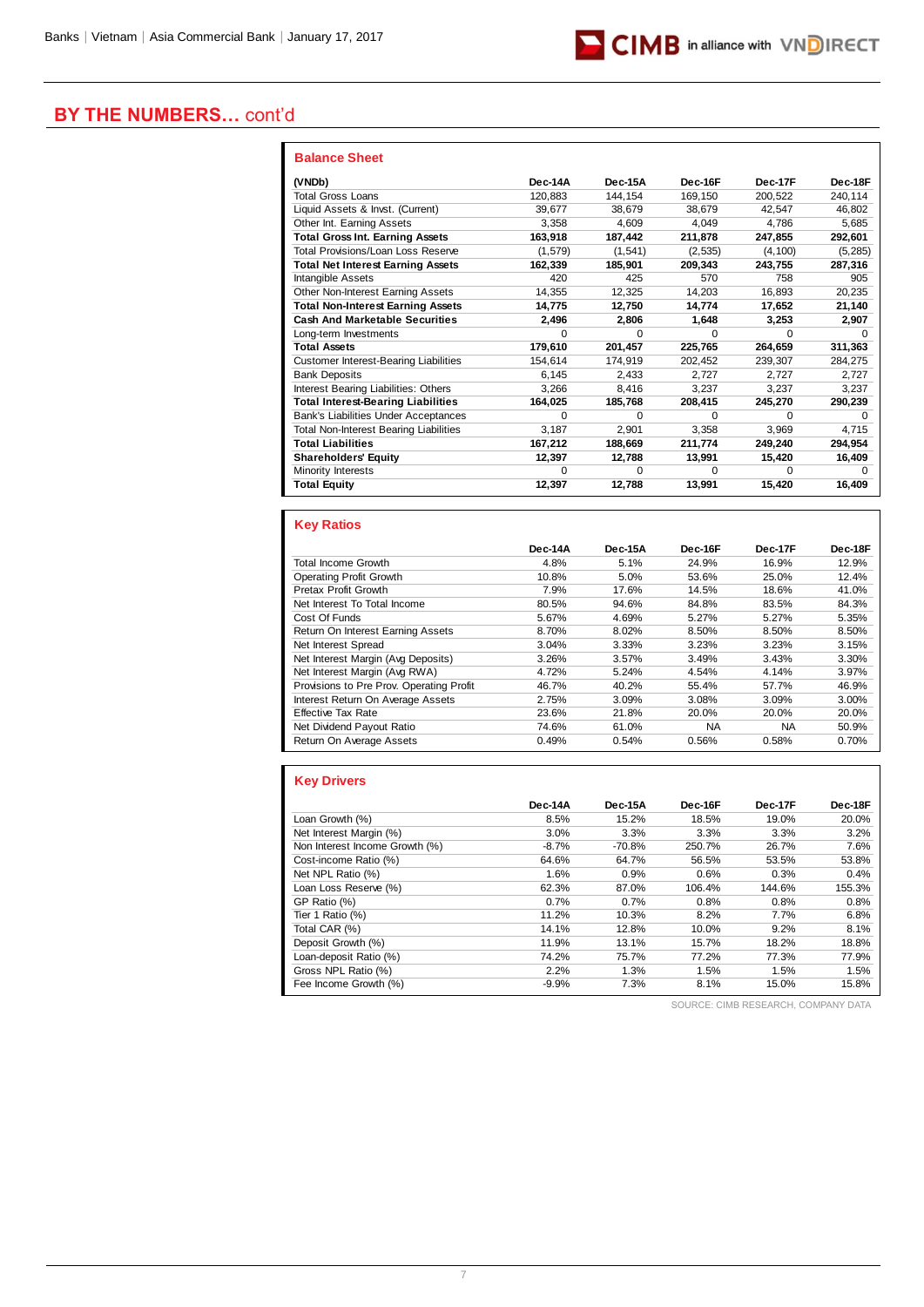## BY THE NUMBERS… cont'd

### Balance Sheet

| (VNDb) | Dec-14A | Dec-15A | Dec-16F | Dec-17F | Dec-18F |
|---|---|---|---|---|---|
| Total Gross Loans | 120,883 | 144,154 | 169,150 | 200,522 | 240,114 |
| Liquid Assets & Invst. (Current) | 39,677 | 38,679 | 38,679 | 42,547 | 46,802 |
| Other Int. Earning Assets | 3,358 | 4,609 | 4,049 | 4,786 | 5,685 |
| **Total Gross Int. Earning Assets** | **163,918** | **187,442** | **211,878** | **247,855** | **292,601** |
| Total Provisions/Loan Loss Reserve | (1,579) | (1,541) | (2,535) | (4,100) | (5,285) |
| **Total Net Interest Earning Assets** | **162,339** | **185,901** | **209,343** | **243,755** | **287,316** |
| Intangible Assets | 420 | 425 | 570 | 758 | 905 |
| Other Non-Interest Earning Assets | 14,355 | 12,325 | 14,203 | 16,893 | 20,235 |
| **Total Non-Interest Earning Assets** | **14,775** | **12,750** | **14,774** | **17,652** | **21,140** |
| **Cash And Marketable Securities** | **2,496** | **2,806** | **1,648** | **3,253** | **2,907** |
| Long-term Investments | 0 | 0 | 0 | 0 | 0 |
| **Total Assets** | **179,610** | **201,457** | **225,765** | **264,659** | **311,363** |
| Customer Interest-Bearing Liabilities | 154,614 | 174,919 | 202,452 | 239,307 | 284,275 |
| Bank Deposits | 6,145 | 2,433 | 2,727 | 2,727 | 2,727 |
| Interest Bearing Liabilities: Others | 3,266 | 8,416 | 3,237 | 3,237 | 3,237 |
| **Total Interest-Bearing Liabilities** | **164,025** | **185,768** | **208,415** | **245,270** | **290,239** |
| Bank's Liabilities Under Acceptances | 0 | 0 | 0 | 0 | 0 |
| Total Non-Interest Bearing Liabilities | 3,187 | 2,901 | 3,358 | 3,969 | 4,715 |
| **Total Liabilities** | **167,212** | **188,669** | **211,774** | **249,240** | **294,954** |
| **Shareholders' Equity** | **12,397** | **12,788** | **13,991** | **15,420** | **16,409** |
| Minority Interests | 0 | 0 | 0 | 0 | 0 |
| **Total Equity** | **12,397** | **12,788** | **13,991** | **15,420** | **16,409** |

### Key Ratios

| | Dec-14A | Dec-15A | Dec-16F | Dec-17F | Dec-18F |
|---|---|---|---|---|---|
| Total Income Growth | 4.8% | 5.1% | 24.9% | 16.9% | 12.9% |
| Operating Profit Growth | 10.8% | 5.0% | 53.6% | 25.0% | 12.4% |
| Pretax Profit Growth | 7.9% | 17.6% | 14.5% | 18.6% | 41.0% |
| Net Interest To Total Income | 80.5% | 94.6% | 84.8% | 83.5% | 84.3% |
| Cost Of Funds | 5.67% | 4.69% | 5.27% | 5.27% | 5.35% |
| Return On Interest Earning Assets | 8.70% | 8.02% | 8.50% | 8.50% | 8.50% |
| Net Interest Spread | 3.04% | 3.33% | 3.23% | 3.23% | 3.15% |
| Net Interest Margin (Avg Deposits) | 3.26% | 3.57% | 3.49% | 3.43% | 3.30% |
| Net Interest Margin (Avg RWA) | 4.72% | 5.24% | 4.54% | 4.14% | 3.97% |
| Provisions to Pre Prov. Operating Profit | 46.7% | 40.2% | 55.4% | 57.7% | 46.9% |
| Interest Return On Average Assets | 2.75% | 3.09% | 3.08% | 3.09% | 3.00% |
| Effective Tax Rate | 23.6% | 21.8% | 20.0% | 20.0% | 20.0% |
| Net Dividend Payout Ratio | 74.6% | 61.0% | NA | NA | 50.9% |
| Return On Average Assets | 0.49% | 0.54% | 0.56% | 0.58% | 0.70% |

### Key Drivers

| | Dec-14A | Dec-15A | Dec-16F | Dec-17F | Dec-18F |
|---|---|---|---|---|---|
| Loan Growth (%) | 8.5% | 15.2% | 18.5% | 19.0% | 20.0% |
| Net Interest Margin (%) | 3.0% | 3.3% | 3.3% | 3.3% | 3.2% |
| Non Interest Income Growth (%) | -8.7% | -70.8% | 250.7% | 26.7% | 7.6% |
| Cost-income Ratio (%) | 64.6% | 64.7% | 56.5% | 53.5% | 53.8% |
| Net NPL Ratio (%) | 1.6% | 0.9% | 0.6% | 0.3% | 0.4% |
| Loan Loss Reserve (%) | 62.3% | 87.0% | 106.4% | 144.6% | 155.3% |
| GP Ratio (%) | 0.7% | 0.7% | 0.8% | 0.8% | 0.8% |
| Tier 1 Ratio (%) | 11.2% | 10.3% | 8.2% | 7.7% | 6.8% |
| Total CAR (%) | 14.1% | 12.8% | 10.0% | 9.2% | 8.1% |
| Deposit Growth (%) | 11.9% | 13.1% | 15.7% | 18.2% | 18.8% |
| Loan-deposit Ratio (%) | 74.2% | 75.7% | 77.2% | 77.3% | 77.9% |
| Gross NPL Ratio (%) | 2.2% | 1.3% | 1.5% | 1.5% | 1.5% |
| Fee Income Growth (%) | -9.9% | 7.3% | 8.1% | 15.0% | 15.8% |

SOURCE: CIMB RESEARCH, COMPANY DATA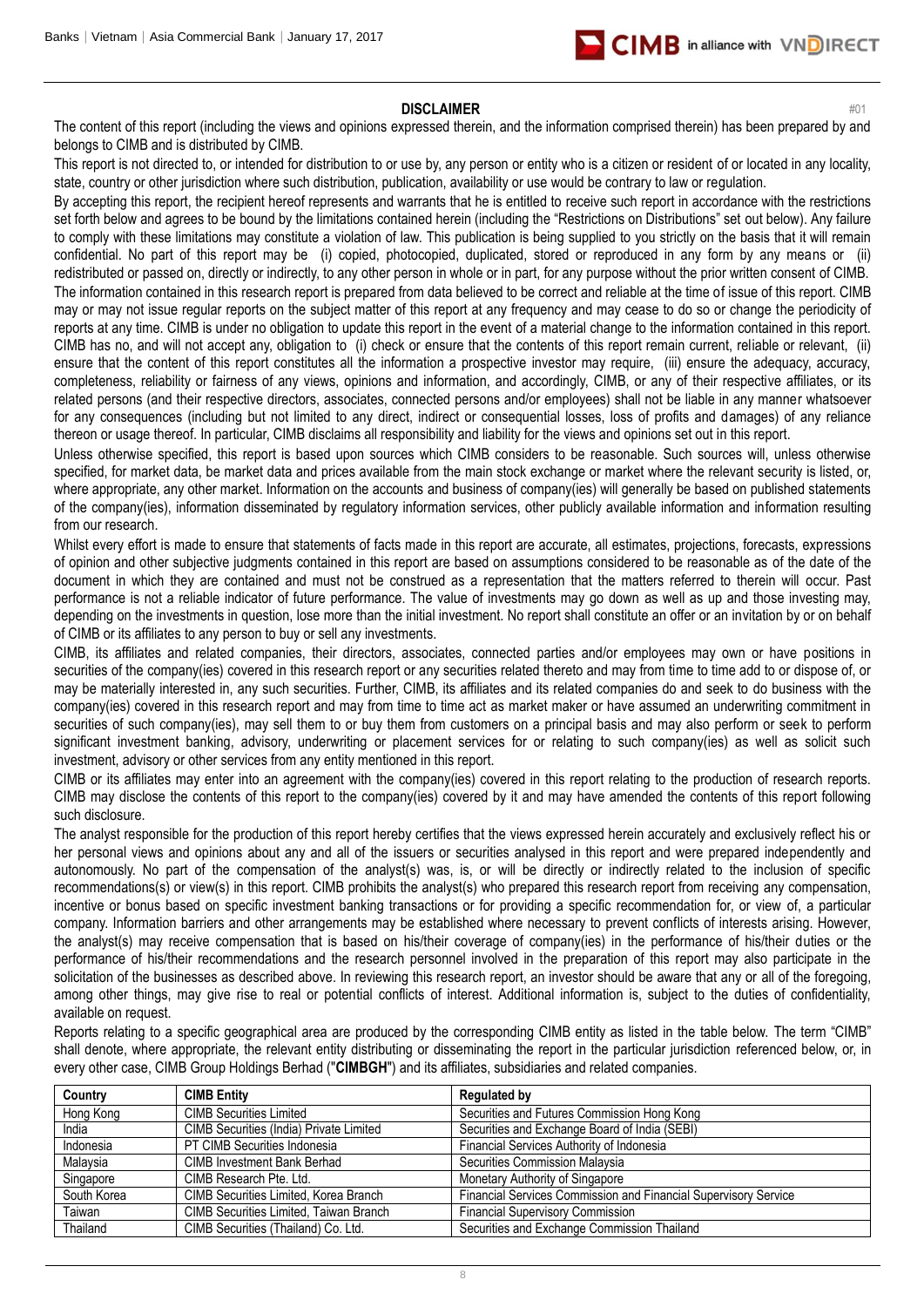## DISCLAIMER

#01

The content of this report (including the views and opinions expressed therein, and the information comprised therein) has been prepared by and belongs to CIMB and is distributed by CIMB.

This report is not directed to, or intended for distribution to or use by, any person or entity who is a citizen or resident of or located in any locality, state, country or other jurisdiction where such distribution, publication, availability or use would be contrary to law or regulation.

By accepting this report, the recipient hereof represents and warrants that he is entitled to receive such report in accordance with the restrictions set forth below and agrees to be bound by the limitations contained herein (including the "Restrictions on Distributions" set out below). Any failure to comply with these limitations may constitute a violation of law. This publication is being supplied to you strictly on the basis that it will remain confidential. No part of this report may be (i) copied, photocopied, duplicated, stored or reproduced in any form by any means or (ii) redistributed or passed on, directly or indirectly, to any other person in whole or in part, for any purpose without the prior written consent of CIMB.

The information contained in this research report is prepared from data believed to be correct and reliable at the time of issue of this report. CIMB may or may not issue regular reports on the subject matter of this report at any frequency and may cease to do so or change the periodicity of reports at any time. CIMB is under no obligation to update this report in the event of a material change to the information contained in this report. CIMB has no, and will not accept any, obligation to (i) check or ensure that the contents of this report remain current, reliable or relevant, (ii) ensure that the content of this report constitutes all the information a prospective investor may require, (iii) ensure the adequacy, accuracy, completeness, reliability or fairness of any views, opinions and information, and accordingly, CIMB, or any of their respective affiliates, or its related persons (and their respective directors, associates, connected persons and/or employees) shall not be liable in any manner whatsoever for any consequences (including but not limited to any direct, indirect or consequential losses, loss of profits and damages) of any reliance thereon or usage thereof. In particular, CIMB disclaims all responsibility and liability for the views and opinions set out in this report.

Unless otherwise specified, this report is based upon sources which CIMB considers to be reasonable. Such sources will, unless otherwise specified, for market data, be market data and prices available from the main stock exchange or market where the relevant security is listed, or, where appropriate, any other market. Information on the accounts and business of company(ies) will generally be based on published statements of the company(ies), information disseminated by regulatory information services, other publicly available information and information resulting from our research.

Whilst every effort is made to ensure that statements of facts made in this report are accurate, all estimates, projections, forecasts, expressions of opinion and other subjective judgments contained in this report are based on assumptions considered to be reasonable as of the date of the document in which they are contained and must not be construed as a representation that the matters referred to therein will occur. Past performance is not a reliable indicator of future performance. The value of investments may go down as well as up and those investing may, depending on the investments in question, lose more than the initial investment. No report shall constitute an offer or an invitation by or on behalf of CIMB or its affiliates to any person to buy or sell any investments.

CIMB, its affiliates and related companies, their directors, associates, connected parties and/or employees may own or have positions in securities of the company(ies) covered in this research report or any securities related thereto and may from time to time add to or dispose of, or may be materially interested in, any such securities. Further, CIMB, its affiliates and its related companies do and seek to do business with the company(ies) covered in this research report and may from time to time act as market maker or have assumed an underwriting commitment in securities of such company(ies), may sell them to or buy them from customers on a principal basis and may also perform or seek to perform significant investment banking, advisory, underwriting or placement services for or relating to such company(ies) as well as solicit such investment, advisory or other services from any entity mentioned in this report.

CIMB or its affiliates may enter into an agreement with the company(ies) covered in this report relating to the production of research reports. CIMB may disclose the contents of this report to the company(ies) covered by it and may have amended the contents of this report following such disclosure.

The analyst responsible for the production of this report hereby certifies that the views expressed herein accurately and exclusively reflect his or her personal views and opinions about any and all of the issuers or securities analysed in this report and were prepared independently and autonomously. No part of the compensation of the analyst(s) was, is, or will be directly or indirectly related to the inclusion of specific recommendations(s) or view(s) in this report. CIMB prohibits the analyst(s) who prepared this research report from receiving any compensation, incentive or bonus based on specific investment banking transactions or for providing a specific recommendation for, or view of, a particular company. Information barriers and other arrangements may be established where necessary to prevent conflicts of interests arising. However, the analyst(s) may receive compensation that is based on his/their coverage of company(ies) in the performance of his/their duties or the performance of his/their recommendations and the research personnel involved in the preparation of this report may also participate in the solicitation of the businesses as described above. In reviewing this research report, an investor should be aware that any or all of the foregoing, among other things, may give rise to real or potential conflicts of interest. Additional information is, subject to the duties of confidentiality, available on request.

Reports relating to a specific geographical area are produced by the corresponding CIMB entity as listed in the table below. The term "CIMB" shall denote, where appropriate, the relevant entity distributing or disseminating the report in the particular jurisdiction referenced below, or, in every other case, CIMB Group Holdings Berhad ("**CIMBGH**") and its affiliates, subsidiaries and related companies.

| Country | CIMB Entity | Regulated by |
|---|---|---|
| Hong Kong | CIMB Securities Limited | Securities and Futures Commission Hong Kong |
| India | CIMB Securities (India) Private Limited | Securities and Exchange Board of India (SEBI) |
| Indonesia | PT CIMB Securities Indonesia | Financial Services Authority of Indonesia |
| Malaysia | CIMB Investment Bank Berhad | Securities Commission Malaysia |
| Singapore | CIMB Research Pte. Ltd. | Monetary Authority of Singapore |
| South Korea | CIMB Securities Limited, Korea Branch | Financial Services Commission and Financial Supervisory Service |
| Taiwan | CIMB Securities Limited, Taiwan Branch | Financial Supervisory Commission |
| Thailand | CIMB Securities (Thailand) Co. Ltd. | Securities and Exchange Commission Thailand |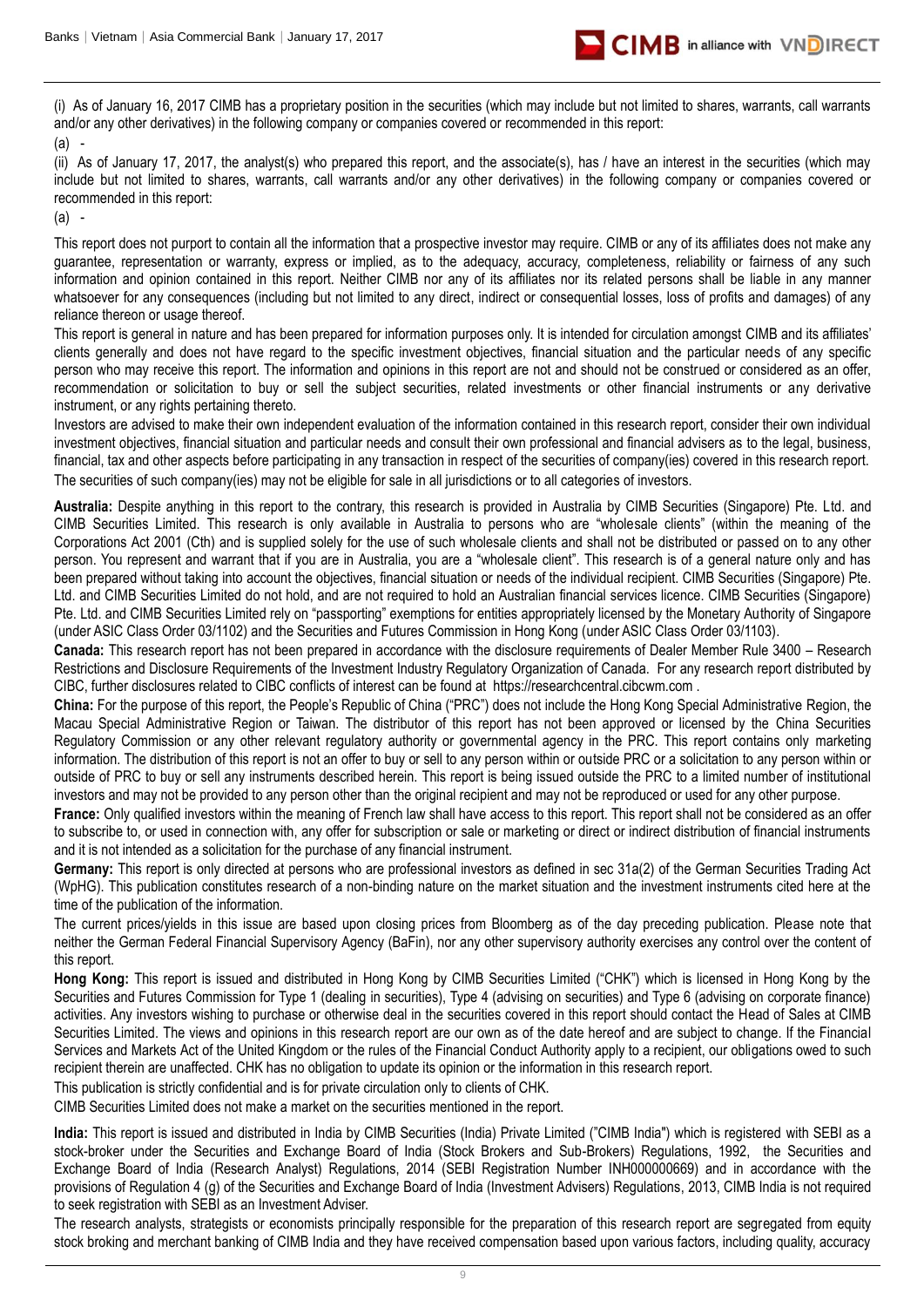(i) As of January 16, 2017 CIMB has a proprietary position in the securities (which may include but not limited to shares, warrants, call warrants and/or any other derivatives) in the following company or companies covered or recommended in this report:

(a) -

(ii) As of January 17, 2017, the analyst(s) who prepared this report, and the associate(s), has / have an interest in the securities (which may include but not limited to shares, warrants, call warrants and/or any other derivatives) in the following company or companies covered or recommended in this report:

(a) -

This report does not purport to contain all the information that a prospective investor may require. CIMB or any of its affiliates does not make any guarantee, representation or warranty, express or implied, as to the adequacy, accuracy, completeness, reliability or fairness of any such information and opinion contained in this report. Neither CIMB nor any of its affiliates nor its related persons shall be liable in any manner whatsoever for any consequences (including but not limited to any direct, indirect or consequential losses, loss of profits and damages) of any reliance thereon or usage thereof.

This report is general in nature and has been prepared for information purposes only. It is intended for circulation amongst CIMB and its affiliates' clients generally and does not have regard to the specific investment objectives, financial situation and the particular needs of any specific person who may receive this report. The information and opinions in this report are not and should not be construed or considered as an offer, recommendation or solicitation to buy or sell the subject securities, related investments or other financial instruments or any derivative instrument, or any rights pertaining thereto.

Investors are advised to make their own independent evaluation of the information contained in this research report, consider their own individual investment objectives, financial situation and particular needs and consult their own professional and financial advisers as to the legal, business, financial, tax and other aspects before participating in any transaction in respect of the securities of company(ies) covered in this research report. The securities of such company(ies) may not be eligible for sale in all jurisdictions or to all categories of investors.

**Australia:** Despite anything in this report to the contrary, this research is provided in Australia by CIMB Securities (Singapore) Pte. Ltd. and CIMB Securities Limited. This research is only available in Australia to persons who are "wholesale clients" (within the meaning of the Corporations Act 2001 (Cth) and is supplied solely for the use of such wholesale clients and shall not be distributed or passed on to any other person. You represent and warrant that if you are in Australia, you are a "wholesale client". This research is of a general nature only and has been prepared without taking into account the objectives, financial situation or needs of the individual recipient. CIMB Securities (Singapore) Pte. Ltd. and CIMB Securities Limited do not hold, and are not required to hold an Australian financial services licence. CIMB Securities (Singapore) Pte. Ltd. and CIMB Securities Limited rely on "passporting" exemptions for entities appropriately licensed by the Monetary Authority of Singapore (under ASIC Class Order 03/1102) and the Securities and Futures Commission in Hong Kong (under ASIC Class Order 03/1103).

**Canada:** This research report has not been prepared in accordance with the disclosure requirements of Dealer Member Rule 3400 – Research Restrictions and Disclosure Requirements of the Investment Industry Regulatory Organization of Canada. For any research report distributed by CIBC, further disclosures related to CIBC conflicts of interest can be found at https://researchcentral.cibcwm.com .

**China:** For the purpose of this report, the People's Republic of China ("PRC") does not include the Hong Kong Special Administrative Region, the Macau Special Administrative Region or Taiwan. The distributor of this report has not been approved or licensed by the China Securities Regulatory Commission or any other relevant regulatory authority or governmental agency in the PRC. This report contains only marketing information. The distribution of this report is not an offer to buy or sell to any person within or outside PRC or a solicitation to any person within or outside of PRC to buy or sell any instruments described herein. This report is being issued outside the PRC to a limited number of institutional investors and may not be provided to any person other than the original recipient and may not be reproduced or used for any other purpose.

**France:** Only qualified investors within the meaning of French law shall have access to this report. This report shall not be considered as an offer to subscribe to, or used in connection with, any offer for subscription or sale or marketing or direct or indirect distribution of financial instruments and it is not intended as a solicitation for the purchase of any financial instrument.

**Germany:** This report is only directed at persons who are professional investors as defined in sec 31a(2) of the German Securities Trading Act (WpHG). This publication constitutes research of a non-binding nature on the market situation and the investment instruments cited here at the time of the publication of the information.

The current prices/yields in this issue are based upon closing prices from Bloomberg as of the day preceding publication. Please note that neither the German Federal Financial Supervisory Agency (BaFin), nor any other supervisory authority exercises any control over the content of this report.

**Hong Kong:** This report is issued and distributed in Hong Kong by CIMB Securities Limited ("CHK") which is licensed in Hong Kong by the Securities and Futures Commission for Type 1 (dealing in securities), Type 4 (advising on securities) and Type 6 (advising on corporate finance) activities. Any investors wishing to purchase or otherwise deal in the securities covered in this report should contact the Head of Sales at CIMB Securities Limited. The views and opinions in this research report are our own as of the date hereof and are subject to change. If the Financial Services and Markets Act of the United Kingdom or the rules of the Financial Conduct Authority apply to a recipient, our obligations owed to such recipient therein are unaffected. CHK has no obligation to update its opinion or the information in this research report.

This publication is strictly confidential and is for private circulation only to clients of CHK.

CIMB Securities Limited does not make a market on the securities mentioned in the report.

**India:** This report is issued and distributed in India by CIMB Securities (India) Private Limited ("CIMB India") which is registered with SEBI as a stock-broker under the Securities and Exchange Board of India (Stock Brokers and Sub-Brokers) Regulations, 1992, the Securities and Exchange Board of India (Research Analyst) Regulations, 2014 (SEBI Registration Number INH000000669) and in accordance with the provisions of Regulation 4 (g) of the Securities and Exchange Board of India (Investment Advisers) Regulations, 2013, CIMB India is not required to seek registration with SEBI as an Investment Adviser.

The research analysts, strategists or economists principally responsible for the preparation of this research report are segregated from equity stock broking and merchant banking of CIMB India and they have received compensation based upon various factors, including quality, accuracy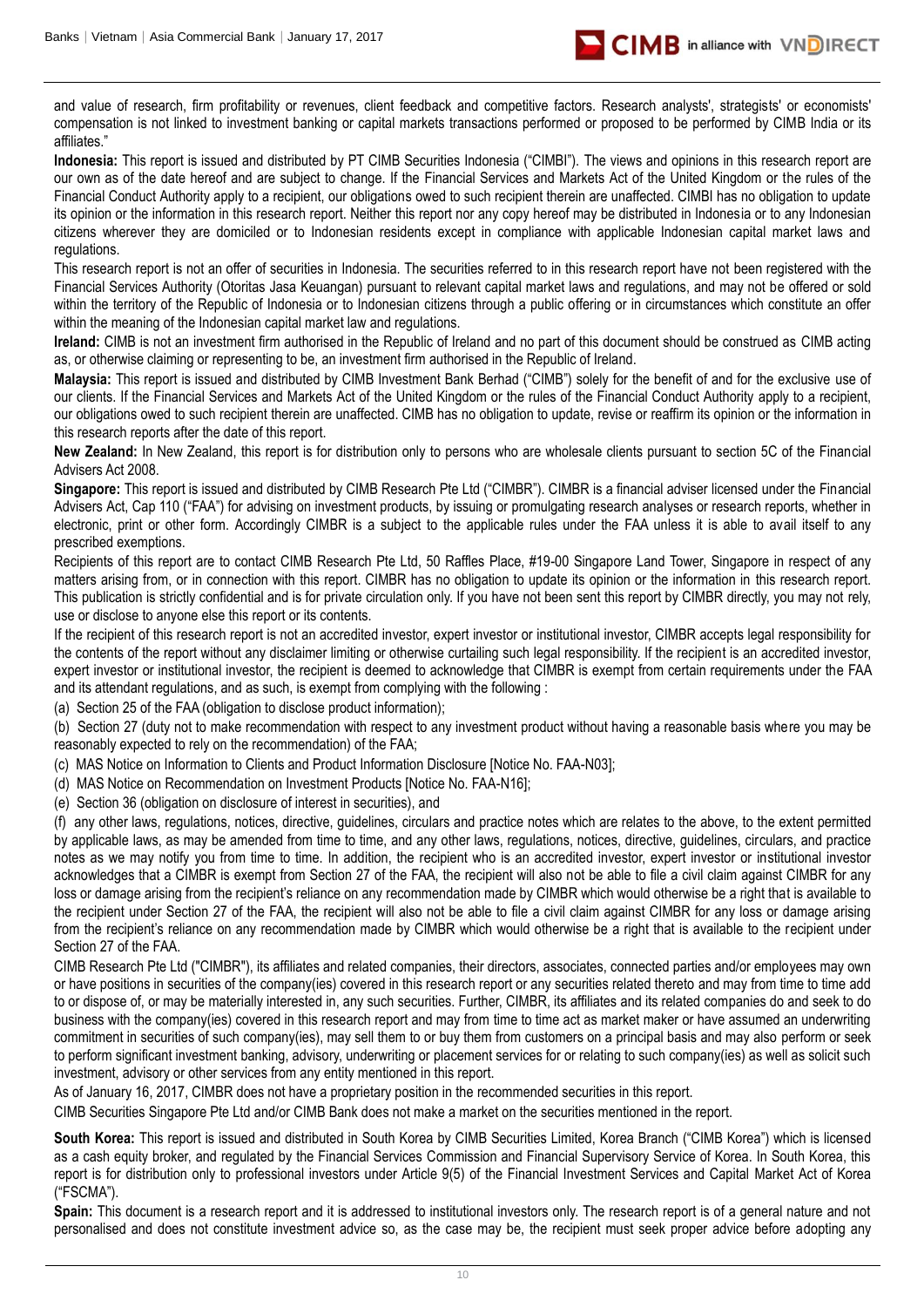and value of research, firm profitability or revenues, client feedback and competitive factors. Research analysts', strategists' or economists' compensation is not linked to investment banking or capital markets transactions performed or proposed to be performed by CIMB India or its affiliates."

**Indonesia:** This report is issued and distributed by PT CIMB Securities Indonesia ("CIMBI"). The views and opinions in this research report are our own as of the date hereof and are subject to change. If the Financial Services and Markets Act of the United Kingdom or the rules of the Financial Conduct Authority apply to a recipient, our obligations owed to such recipient therein are unaffected. CIMBI has no obligation to update its opinion or the information in this research report. Neither this report nor any copy hereof may be distributed in Indonesia or to any Indonesian citizens wherever they are domiciled or to Indonesian residents except in compliance with applicable Indonesian capital market laws and regulations.

This research report is not an offer of securities in Indonesia. The securities referred to in this research report have not been registered with the Financial Services Authority (Otoritas Jasa Keuangan) pursuant to relevant capital market laws and regulations, and may not be offered or sold within the territory of the Republic of Indonesia or to Indonesian citizens through a public offering or in circumstances which constitute an offer within the meaning of the Indonesian capital market law and regulations.

**Ireland:** CIMB is not an investment firm authorised in the Republic of Ireland and no part of this document should be construed as CIMB acting as, or otherwise claiming or representing to be, an investment firm authorised in the Republic of Ireland.

**Malaysia:** This report is issued and distributed by CIMB Investment Bank Berhad ("CIMB") solely for the benefit of and for the exclusive use of our clients. If the Financial Services and Markets Act of the United Kingdom or the rules of the Financial Conduct Authority apply to a recipient, our obligations owed to such recipient therein are unaffected. CIMB has no obligation to update, revise or reaffirm its opinion or the information in this research reports after the date of this report.

**New Zealand:** In New Zealand, this report is for distribution only to persons who are wholesale clients pursuant to section 5C of the Financial Advisers Act 2008.

**Singapore:** This report is issued and distributed by CIMB Research Pte Ltd ("CIMBR"). CIMBR is a financial adviser licensed under the Financial Advisers Act, Cap 110 ("FAA") for advising on investment products, by issuing or promulgating research analyses or research reports, whether in electronic, print or other form. Accordingly CIMBR is a subject to the applicable rules under the FAA unless it is able to avail itself to any prescribed exemptions.

Recipients of this report are to contact CIMB Research Pte Ltd, 50 Raffles Place, #19-00 Singapore Land Tower, Singapore in respect of any matters arising from, or in connection with this report. CIMBR has no obligation to update its opinion or the information in this research report. This publication is strictly confidential and is for private circulation only. If you have not been sent this report by CIMBR directly, you may not rely, use or disclose to anyone else this report or its contents.

If the recipient of this research report is not an accredited investor, expert investor or institutional investor, CIMBR accepts legal responsibility for the contents of the report without any disclaimer limiting or otherwise curtailing such legal responsibility. If the recipient is an accredited investor, expert investor or institutional investor, the recipient is deemed to acknowledge that CIMBR is exempt from certain requirements under the FAA and its attendant regulations, and as such, is exempt from complying with the following :

(a) Section 25 of the FAA (obligation to disclose product information);

(b) Section 27 (duty not to make recommendation with respect to any investment product without having a reasonable basis where you may be reasonably expected to rely on the recommendation) of the FAA;

(c) MAS Notice on Information to Clients and Product Information Disclosure [Notice No. FAA-N03];

(d) MAS Notice on Recommendation on Investment Products [Notice No. FAA-N16];

(e) Section 36 (obligation on disclosure of interest in securities), and

(f) any other laws, regulations, notices, directive, guidelines, circulars and practice notes which are relates to the above, to the extent permitted by applicable laws, as may be amended from time to time, and any other laws, regulations, notices, directive, guidelines, circulars, and practice notes as we may notify you from time to time. In addition, the recipient who is an accredited investor, expert investor or institutional investor acknowledges that a CIMBR is exempt from Section 27 of the FAA, the recipient will also not be able to file a civil claim against CIMBR for any loss or damage arising from the recipient's reliance on any recommendation made by CIMBR which would otherwise be a right that is available to the recipient under Section 27 of the FAA, the recipient will also not be able to file a civil claim against CIMBR for any loss or damage arising from the recipient's reliance on any recommendation made by CIMBR which would otherwise be a right that is available to the recipient under Section 27 of the FAA.

CIMB Research Pte Ltd ("CIMBR"), its affiliates and related companies, their directors, associates, connected parties and/or employees may own or have positions in securities of the company(ies) covered in this research report or any securities related thereto and may from time to time add to or dispose of, or may be materially interested in, any such securities. Further, CIMBR, its affiliates and its related companies do and seek to do business with the company(ies) covered in this research report and may from time to time act as market maker or have assumed an underwriting commitment in securities of such company(ies), may sell them to or buy them from customers on a principal basis and may also perform or seek to perform significant investment banking, advisory, underwriting or placement services for or relating to such company(ies) as well as solicit such investment, advisory or other services from any entity mentioned in this report.

As of January 16, 2017, CIMBR does not have a proprietary position in the recommended securities in this report.

CIMB Securities Singapore Pte Ltd and/or CIMB Bank does not make a market on the securities mentioned in the report.

**South Korea:** This report is issued and distributed in South Korea by CIMB Securities Limited, Korea Branch ("CIMB Korea") which is licensed as a cash equity broker, and regulated by the Financial Services Commission and Financial Supervisory Service of Korea. In South Korea, this report is for distribution only to professional investors under Article 9(5) of the Financial Investment Services and Capital Market Act of Korea ("FSCMA").

**Spain:** This document is a research report and it is addressed to institutional investors only. The research report is of a general nature and not personalised and does not constitute investment advice so, as the case may be, the recipient must seek proper advice before adopting any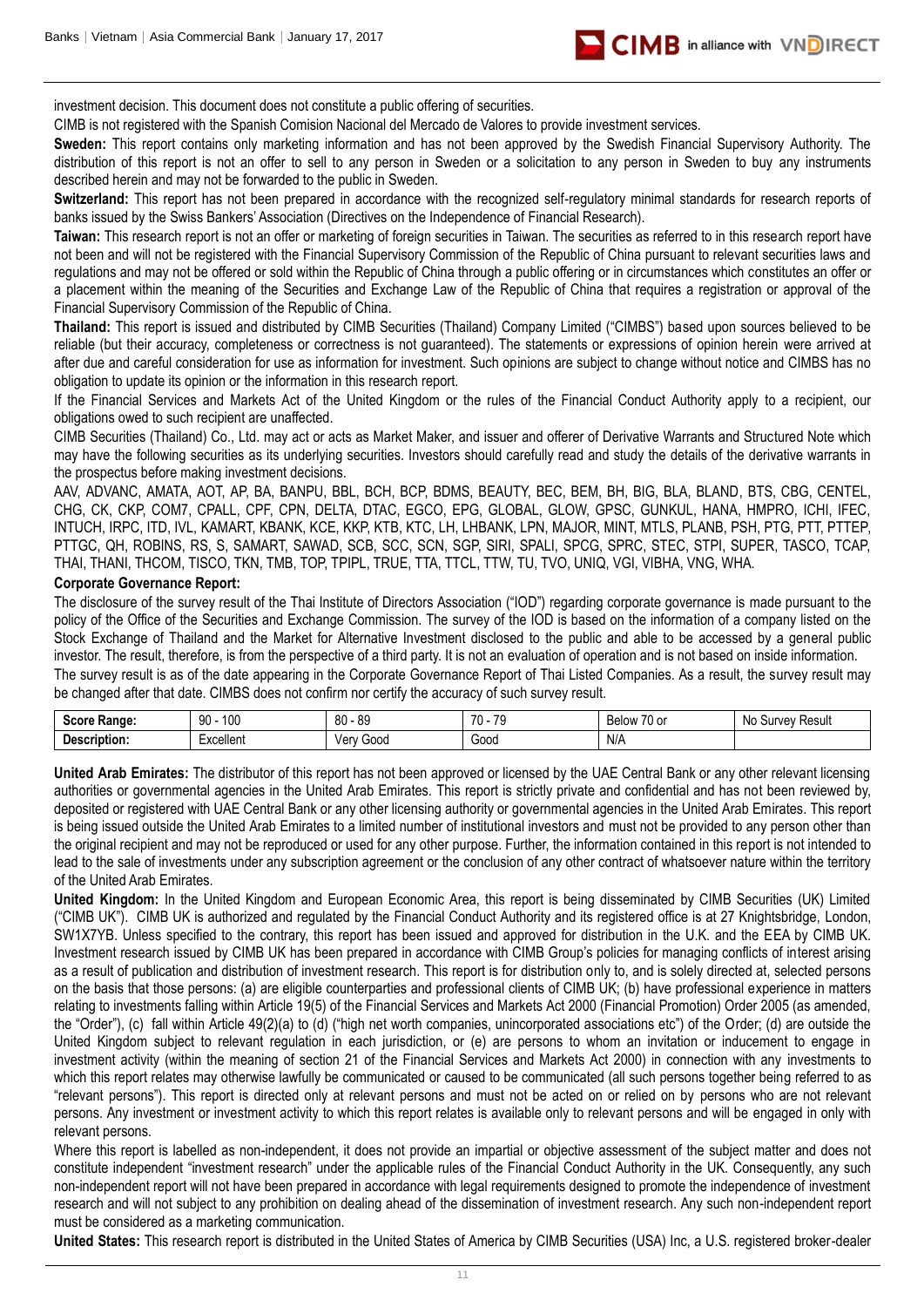investment decision. This document does not constitute a public offering of securities.

CIMB is not registered with the Spanish Comision Nacional del Mercado de Valores to provide investment services.

**Sweden:** This report contains only marketing information and has not been approved by the Swedish Financial Supervisory Authority. The distribution of this report is not an offer to sell to any person in Sweden or a solicitation to any person in Sweden to buy any instruments described herein and may not be forwarded to the public in Sweden.

**Switzerland:** This report has not been prepared in accordance with the recognized self-regulatory minimal standards for research reports of banks issued by the Swiss Bankers' Association (Directives on the Independence of Financial Research).

**Taiwan:** This research report is not an offer or marketing of foreign securities in Taiwan. The securities as referred to in this research report have not been and will not be registered with the Financial Supervisory Commission of the Republic of China pursuant to relevant securities laws and regulations and may not be offered or sold within the Republic of China through a public offering or in circumstances which constitutes an offer or a placement within the meaning of the Securities and Exchange Law of the Republic of China that requires a registration or approval of the Financial Supervisory Commission of the Republic of China.

**Thailand:** This report is issued and distributed by CIMB Securities (Thailand) Company Limited ("CIMBS") based upon sources believed to be reliable (but their accuracy, completeness or correctness is not guaranteed). The statements or expressions of opinion herein were arrived at after due and careful consideration for use as information for investment. Such opinions are subject to change without notice and CIMBS has no obligation to update its opinion or the information in this research report.

If the Financial Services and Markets Act of the United Kingdom or the rules of the Financial Conduct Authority apply to a recipient, our obligations owed to such recipient are unaffected.

CIMB Securities (Thailand) Co., Ltd. may act or acts as Market Maker, and issuer and offerer of Derivative Warrants and Structured Note which may have the following securities as its underlying securities. Investors should carefully read and study the details of the derivative warrants in the prospectus before making investment decisions.

AAV, ADVANC, AMATA, AOT, AP, BA, BANPU, BBL, BCH, BCP, BDMS, BEAUTY, BEC, BEM, BH, BIG, BLA, BLAND, BTS, CBG, CENTEL, CHG, CK, CKP, COM7, CPALL, CPF, CPN, DELTA, DTAC, EGCO, EPG, GLOBAL, GLOW, GPSC, GUNKUL, HANA, HMPRO, ICHI, IFEC, INTUCH, IRPC, ITD, IVL, KAMART, KBANK, KCE, KKP, KTB, KTC, LH, LHBANK, LPN, MAJOR, MINT, MTLS, PLANB, PSH, PTG, PTT, PTTEP, PTTGC, QH, ROBINS, RS, S, SAMART, SAWAD, SCB, SCC, SCN, SGP, SIRI, SPALI, SPCG, SPRC, STEC, STPI, SUPER, TASCO, TCAP, THAI, THANI, THCOM, TISCO, TKN, TMB, TOP, TPIPL, TRUE, TTA, TTCL, TTW, TU, TVO, UNIQ, VGI, VIBHA, VNG, WHA.

**Corporate Governance Report:**

The disclosure of the survey result of the Thai Institute of Directors Association ("IOD") regarding corporate governance is made pursuant to the policy of the Office of the Securities and Exchange Commission. The survey of the IOD is based on the information of a company listed on the Stock Exchange of Thailand and the Market for Alternative Investment disclosed to the public and able to be accessed by a general public investor. The result, therefore, is from the perspective of a third party. It is not an evaluation of operation and is not based on inside information.

The survey result is as of the date appearing in the Corporate Governance Report of Thai Listed Companies. As a result, the survey result may be changed after that date. CIMBS does not confirm nor certify the accuracy of such survey result.

| **Score Range:** | 90 - 100 | 80 - 89 | 70 - 79 | Below 70 or | No Survey Result |
|---|---|---|---|---|---|
| **Description:** | Excellent | Very Good | Good | N/A | |

**United Arab Emirates:** The distributor of this report has not been approved or licensed by the UAE Central Bank or any other relevant licensing authorities or governmental agencies in the United Arab Emirates. This report is strictly private and confidential and has not been reviewed by, deposited or registered with UAE Central Bank or any other licensing authority or governmental agencies in the United Arab Emirates. This report is being issued outside the United Arab Emirates to a limited number of institutional investors and must not be provided to any person other than the original recipient and may not be reproduced or used for any other purpose. Further, the information contained in this report is not intended to lead to the sale of investments under any subscription agreement or the conclusion of any other contract of whatsoever nature within the territory of the United Arab Emirates.

**United Kingdom:** In the United Kingdom and European Economic Area, this report is being disseminated by CIMB Securities (UK) Limited ("CIMB UK"). CIMB UK is authorized and regulated by the Financial Conduct Authority and its registered office is at 27 Knightsbridge, London, SW1X7YB. Unless specified to the contrary, this report has been issued and approved for distribution in the U.K. and the EEA by CIMB UK. Investment research issued by CIMB UK has been prepared in accordance with CIMB Group's policies for managing conflicts of interest arising as a result of publication and distribution of investment research. This report is for distribution only to, and is solely directed at, selected persons on the basis that those persons: (a) are eligible counterparties and professional clients of CIMB UK; (b) have professional experience in matters relating to investments falling within Article 19(5) of the Financial Services and Markets Act 2000 (Financial Promotion) Order 2005 (as amended, the "Order"), (c) fall within Article 49(2)(a) to (d) ("high net worth companies, unincorporated associations etc") of the Order; (d) are outside the United Kingdom subject to relevant regulation in each jurisdiction, or (e) are persons to whom an invitation or inducement to engage in investment activity (within the meaning of section 21 of the Financial Services and Markets Act 2000) in connection with any investments to which this report relates may otherwise lawfully be communicated or caused to be communicated (all such persons together being referred to as "relevant persons"). This report is directed only at relevant persons and must not be acted on or relied on by persons who are not relevant persons. Any investment or investment activity to which this report relates is available only to relevant persons and will be engaged in only with relevant persons.

Where this report is labelled as non-independent, it does not provide an impartial or objective assessment of the subject matter and does not constitute independent "investment research" under the applicable rules of the Financial Conduct Authority in the UK. Consequently, any such non-independent report will not have been prepared in accordance with legal requirements designed to promote the independence of investment research and will not subject to any prohibition on dealing ahead of the dissemination of investment research. Any such non-independent report must be considered as a marketing communication.

**United States:** This research report is distributed in the United States of America by CIMB Securities (USA) Inc, a U.S. registered broker-dealer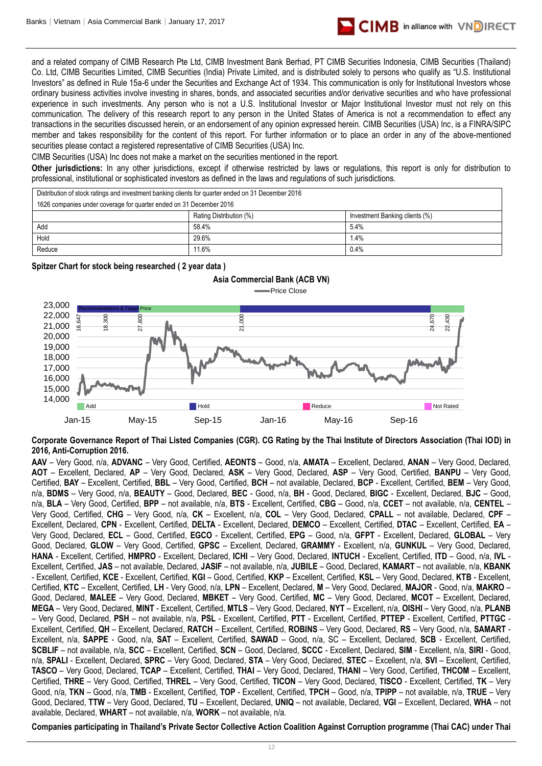and a related company of CIMB Research Pte Ltd, CIMB Investment Bank Berhad, PT CIMB Securities Indonesia, CIMB Securities (Thailand) Co. Ltd, CIMB Securities Limited, CIMB Securities (India) Private Limited, and is distributed solely to persons who qualify as "U.S. Institutional Investors" as defined in Rule 15a-6 under the Securities and Exchange Act of 1934. This communication is only for Institutional Investors whose ordinary business activities involve investing in shares, bonds, and associated securities and/or derivative securities and who have professional experience in such investments. Any person who is not a U.S. Institutional Investor or Major Institutional Investor must not rely on this communication. The delivery of this research report to any person in the United States of America is not a recommendation to effect any transactions in the securities discussed herein, or an endorsement of any opinion expressed herein. CIMB Securities (USA) Inc, is a FINRA/SIPC member and takes responsibility for the content of this report. For further information or to place an order in any of the above-mentioned securities please contact a registered representative of CIMB Securities (USA) Inc.

CIMB Securities (USA) Inc does not make a market on the securities mentioned in the report.

**Other jurisdictions:** In any other jurisdictions, except if otherwise restricted by laws or regulations, this report is only for distribution to professional, institutional or sophisticated investors as defined in the laws and regulations of such jurisdictions.

| Distribution of stock ratings and investment banking clients for quarter ended on 31 December 2016 | | |
|---|---|---|
| 1626 companies under coverage for quarter ended on 31 December 2016 | | |
| | Rating Distribution (%) | Investment Banking clients (%) |
| Add | 58.4% | 5.4% |
| Hold | 29.6% | 1.4% |
| Reduce | 11.6% | 0.4% |

**Spitzer Chart for stock being researched ( 2 year data )**

**Asia Commercial Bank (ACB VN)**

Price Close

Recommendations & Target Price: 16,647; 18,300; 27,800; 21,000; 24,670; 22,430

Add | Hold | Reduce | Not Rated

Jan-15 | May-15 | Sep-15 | Jan-16 | May-16 | Sep-16

**Corporate Governance Report of Thai Listed Companies (CGR). CG Rating by the Thai Institute of Directors Association (Thai IOD) in 2016, Anti-Corruption 2016.**

**AAV** – Very Good, n/a, **ADVANC** – Very Good, Certified, **AEONTS** – Good, n/a, **AMATA** – Excellent, Declared, **ANAN** – Very Good, Declared, **AOT** – Excellent, Declared, **AP** – Very Good, Declared, **ASK** – Very Good, Declared, **ASP** – Very Good, Certified, **BANPU** – Very Good, Certified, **BAY** – Excellent, Certified, **BBL** – Very Good, Certified, **BCH** – not available, Declared, **BCP** - Excellent, Certified, **BEM** – Very Good, n/a, **BDMS** – Very Good, n/a, **BEAUTY** – Good, Declared, **BEC** - Good, n/a, **BH** - Good, Declared, **BIGC** - Excellent, Declared, **BJC** – Good, n/a, **BLA** – Very Good, Certified, **BPP** – not available, n/a, **BTS** - Excellent, Certified, **CBG** – Good, n/a, **CCET** – not available, n/a, **CENTEL** – Very Good, Certified, **CHG** – Very Good, n/a, **CK** – Excellent, n/a, **COL** – Very Good, Declared, **CPALL** – not available, Declared, **CPF** – Excellent, Declared, **CPN** - Excellent, Certified, **DELTA** - Excellent, Declared, **DEMCO** – Excellent, Certified, **DTAC** – Excellent, Certified, **EA** – Very Good, Declared, **ECL** – Good, Certified, **EGCO** - Excellent, Certified, **EPG** – Good, n/a, **GFPT** - Excellent, Declared, **GLOBAL** – Very Good, Declared, **GLOW** – Very Good, Certified, **GPSC** – Excellent, Declared, **GRAMMY** - Excellent, n/a, **GUNKUL** – Very Good, Declared, **HANA** - Excellent, Certified, **HMPRO** - Excellent, Declared, **ICHI** – Very Good, Declared, **INTUCH** - Excellent, Certified, **ITD** – Good, n/a, **IVL** - Excellent, Certified, **JAS** – not available, Declared, **JASIF** – not available, n/a, **JUBILE** – Good, Declared, **KAMART** – not available, n/a, **KBANK** - Excellent, Certified, **KCE** - Excellent, Certified, **KGI** – Good, Certified, **KKP** – Excellent, Certified, **KSL** – Very Good, Declared, **KTB** - Excellent, Certified, **KTC** – Excellent, Certified, **LH** - Very Good, n/a, **LPN** – Excellent, Declared, **M** – Very Good, Declared, **MAJOR** - Good, n/a, **MAKRO** – Good, Declared, **MALEE** – Very Good, Declared, **MBKET** – Very Good, Certified, **MC** – Very Good, Declared, **MCOT** – Excellent, Declared, **MEGA** – Very Good, Declared, **MINT** - Excellent, Certified, **MTLS** – Very Good, Declared, **NYT** – Excellent, n/a, **OISHI** – Very Good, n/a, **PLANB** – Very Good, Declared, **PSH** – not available, n/a, **PSL** - Excellent, Certified, **PTT** - Excellent, Certified, **PTTEP** - Excellent, Certified, **PTTGC** - Excellent, Certified, **QH** – Excellent, Declared, **RATCH** – Excellent, Certified, **ROBINS** – Very Good, Declared, **RS** – Very Good, n/a, **SAMART** - Excellent, n/a, **SAPPE** - Good, n/a, **SAT** – Excellent, Certified, **SAWAD** – Good, n/a, SC – Excellent, Declared, **SCB** - Excellent, Certified, **SCBLIF** – not available, n/a, **SCC** – Excellent, Certified, **SCN** – Good, Declared, **SCCC** - Excellent, Declared, **SIM** - Excellent, n/a, **SIRI** - Good, n/a, **SPALI** - Excellent, Declared, **SPRC** – Very Good, Declared, **STA** – Very Good, Declared, **STEC** – Excellent, n/a, **SVI** – Excellent, Certified, **TASCO** – Very Good, Declared, **TCAP** – Excellent, Certified, **THAI** – Very Good, Declared, **THANI** – Very Good, Certified, **THCOM** – Excellent, Certified, **THRE** – Very Good, Certified, **THREL** – Very Good, Certified, **TICON** – Very Good, Declared, **TISCO** - Excellent, Certified, **TK** – Very Good, n/a, **TKN** – Good, n/a, **TMB** - Excellent, Certified, **TOP** - Excellent, Certified, **TPCH** – Good, n/a, **TPIPP** – not available, n/a, **TRUE** – Very Good, Declared, **TTW** – Very Good, Declared, **TU** – Excellent, Declared, **UNIQ** – not available, Declared, **VGI** – Excellent, Declared, **WHA** – not available, Declared, **WHART** – not available, n/a, **WORK** – not available, n/a.

**Companies participating in Thailand's Private Sector Collective Action Coalition Against Corruption programme (Thai CAC) under Thai**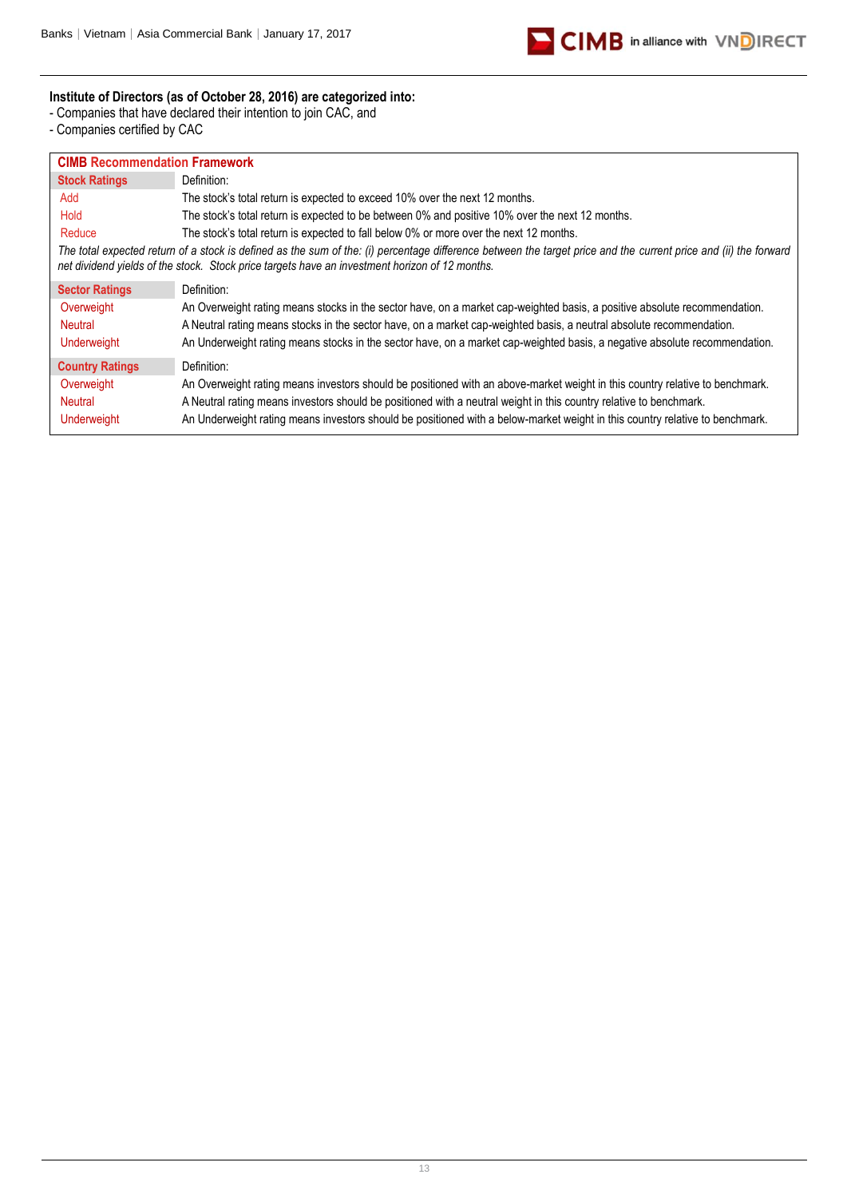**Institute of Directors (as of October 28, 2016) are categorized into:**
- Companies that have declared their intention to join CAC, and
- Companies certified by CAC

| **CIMB Recommendation Framework** | |
|---|---|
| **Stock Ratings** | Definition: |
| Add | The stock's total return is expected to exceed 10% over the next 12 months. |
| Hold | The stock's total return is expected to be between 0% and positive 10% over the next 12 months. |
| Reduce | The stock's total return is expected to fall below 0% or more over the next 12 months. |
| *The total expected return of a stock is defined as the sum of the: (i) percentage difference between the target price and the current price and (ii) the forward net dividend yields of the stock. Stock price targets have an investment horizon of 12 months.* | |
| **Sector Ratings** | Definition: |
| Overweight | An Overweight rating means stocks in the sector have, on a market cap-weighted basis, a positive absolute recommendation. |
| Neutral | A Neutral rating means stocks in the sector have, on a market cap-weighted basis, a neutral absolute recommendation. |
| Underweight | An Underweight rating means stocks in the sector have, on a market cap-weighted basis, a negative absolute recommendation. |
| **Country Ratings** | Definition: |
| Overweight | An Overweight rating means investors should be positioned with an above-market weight in this country relative to benchmark. |
| Neutral | A Neutral rating means investors should be positioned with a neutral weight in this country relative to benchmark. |
| Underweight | An Underweight rating means investors should be positioned with a below-market weight in this country relative to benchmark. |